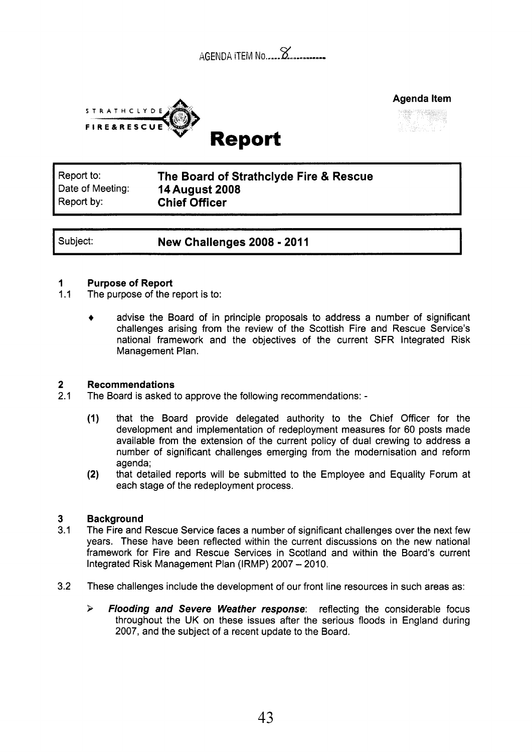AGENDA ITEM No. 8

**Agenda Item**

STRATHCLYDE FIRE&RESCUE

# Report

| | |
|---|---|
| Report to: | **The Board of Strathclyde Fire & Rescue** |
| Date of Meeting: | **14 August 2008** |
| Report by: | **Chief Officer** |

| | |
|---|---|
| Subject: | **New Challenges 2008 - 2011** |

## 1 Purpose of Report

1.1 The purpose of the report is to:

- advise the Board of in principle proposals to address a number of significant challenges arising from the review of the Scottish Fire and Rescue Service's national framework and the objectives of the current SFR Integrated Risk Management Plan.

## 2 Recommendations

2.1 The Board is asked to approve the following recommendations: -

**(1)** that the Board provide delegated authority to the Chief Officer for the development and implementation of redeployment measures for 60 posts made available from the extension of the current policy of dual crewing to address a number of significant challenges emerging from the modernisation and reform agenda;

**(2)** that detailed reports will be submitted to the Employee and Equality Forum at each stage of the redeployment process.

## 3 Background

3.1 The Fire and Rescue Service faces a number of significant challenges over the next few years. These have been reflected within the current discussions on the new national framework for Fire and Rescue Services in Scotland and within the Board's current Integrated Risk Management Plan (IRMP) 2007 – 2010.

3.2 These challenges include the development of our front line resources in such areas as:

- ***Flooding and Severe Weather response***: reflecting the considerable focus throughout the UK on these issues after the serious floods in England during 2007, and the subject of a recent update to the Board.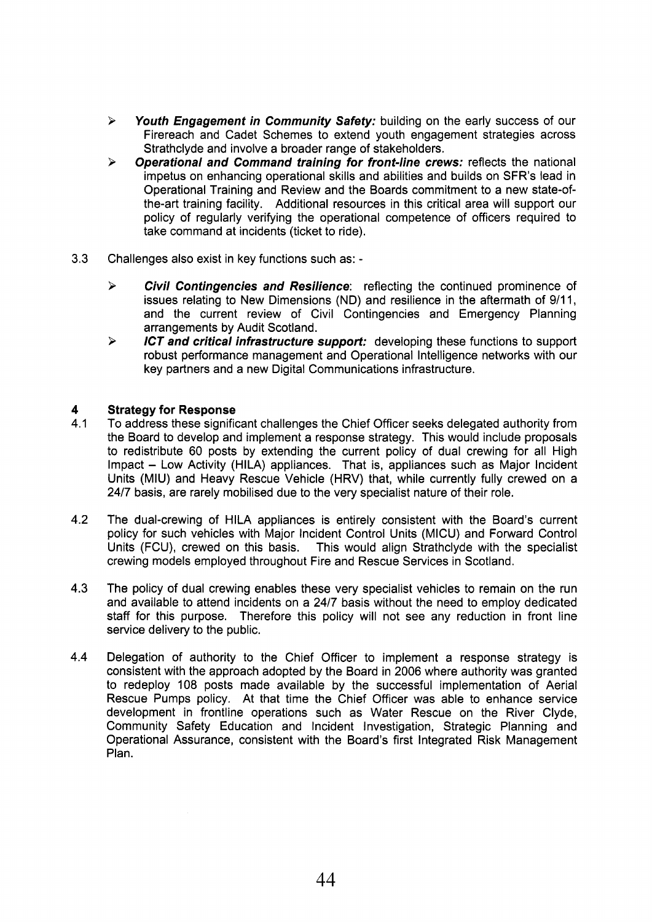- ➢ ***Youth Engagement in Community Safety:*** building on the early success of our Firereach and Cadet Schemes to extend youth engagement strategies across Strathclyde and involve a broader range of stakeholders.
- ➢ ***Operational and Command training for front-line crews:*** reflects the national impetus on enhancing operational skills and abilities and builds on SFR's lead in Operational Training and Review and the Boards commitment to a new state-of-the-art training facility. Additional resources in this critical area will support our policy of regularly verifying the operational competence of officers required to take command at incidents (ticket to ride).

3.3 Challenges also exist in key functions such as: -

- ➢ ***Civil Contingencies and Resilience***: reflecting the continued prominence of issues relating to New Dimensions (ND) and resilience in the aftermath of 9/11, and the current review of Civil Contingencies and Emergency Planning arrangements by Audit Scotland.
- ➢ ***ICT and critical infrastructure support:*** developing these functions to support robust performance management and Operational Intelligence networks with our key partners and a new Digital Communications infrastructure.

## 4 Strategy for Response

4.1 To address these significant challenges the Chief Officer seeks delegated authority from the Board to develop and implement a response strategy. This would include proposals to redistribute 60 posts by extending the current policy of dual crewing for all High Impact – Low Activity (HILA) appliances. That is, appliances such as Major Incident Units (MIU) and Heavy Rescue Vehicle (HRV) that, while currently fully crewed on a 24/7 basis, are rarely mobilised due to the very specialist nature of their role.

4.2 The dual-crewing of HILA appliances is entirely consistent with the Board's current policy for such vehicles with Major Incident Control Units (MICU) and Forward Control Units (FCU), crewed on this basis. This would align Strathclyde with the specialist crewing models employed throughout Fire and Rescue Services in Scotland.

4.3 The policy of dual crewing enables these very specialist vehicles to remain on the run and available to attend incidents on a 24/7 basis without the need to employ dedicated staff for this purpose. Therefore this policy will not see any reduction in front line service delivery to the public.

4.4 Delegation of authority to the Chief Officer to implement a response strategy is consistent with the approach adopted by the Board in 2006 where authority was granted to redeploy 108 posts made available by the successful implementation of Aerial Rescue Pumps policy. At that time the Chief Officer was able to enhance service development in frontline operations such as Water Rescue on the River Clyde, Community Safety Education and Incident Investigation, Strategic Planning and Operational Assurance, consistent with the Board's first Integrated Risk Management Plan.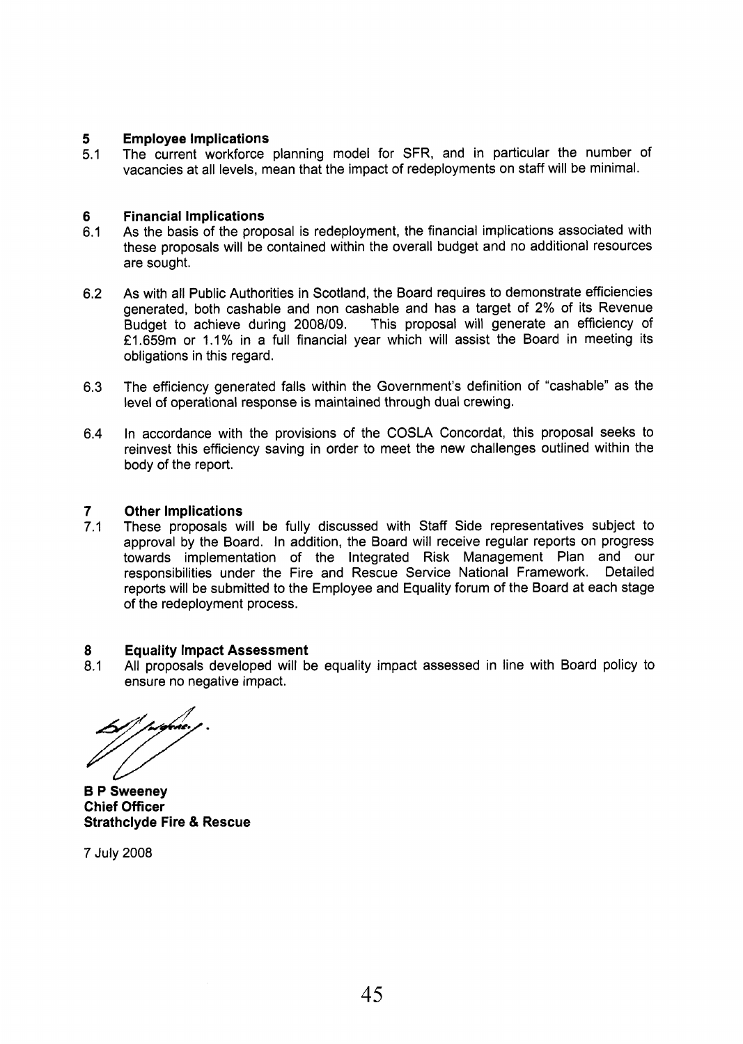## 5 Employee Implications

5.1 The current workforce planning model for SFR, and in particular the number of vacancies at all levels, mean that the impact of redeployments on staff will be minimal.

## 6 Financial Implications

6.1 As the basis of the proposal is redeployment, the financial implications associated with these proposals will be contained within the overall budget and no additional resources are sought.

6.2 As with all Public Authorities in Scotland, the Board requires to demonstrate efficiencies generated, both cashable and non cashable and has a target of 2% of its Revenue Budget to achieve during 2008/09. This proposal will generate an efficiency of £1.659m or 1.1% in a full financial year which will assist the Board in meeting its obligations in this regard.

6.3 The efficiency generated falls within the Government's definition of "cashable" as the level of operational response is maintained through dual crewing.

6.4 In accordance with the provisions of the COSLA Concordat, this proposal seeks to reinvest this efficiency saving in order to meet the new challenges outlined within the body of the report.

## 7 Other Implications

7.1 These proposals will be fully discussed with Staff Side representatives subject to approval by the Board. In addition, the Board will receive regular reports on progress towards implementation of the Integrated Risk Management Plan and our responsibilities under the Fire and Rescue Service National Framework. Detailed reports will be submitted to the Employee and Equality forum of the Board at each stage of the redeployment process.

## 8 Equality Impact Assessment

8.1 All proposals developed will be equality impact assessed in line with Board policy to ensure no negative impact.

**B P Sweeney**
**Chief Officer**
**Strathclyde Fire & Rescue**

7 July 2008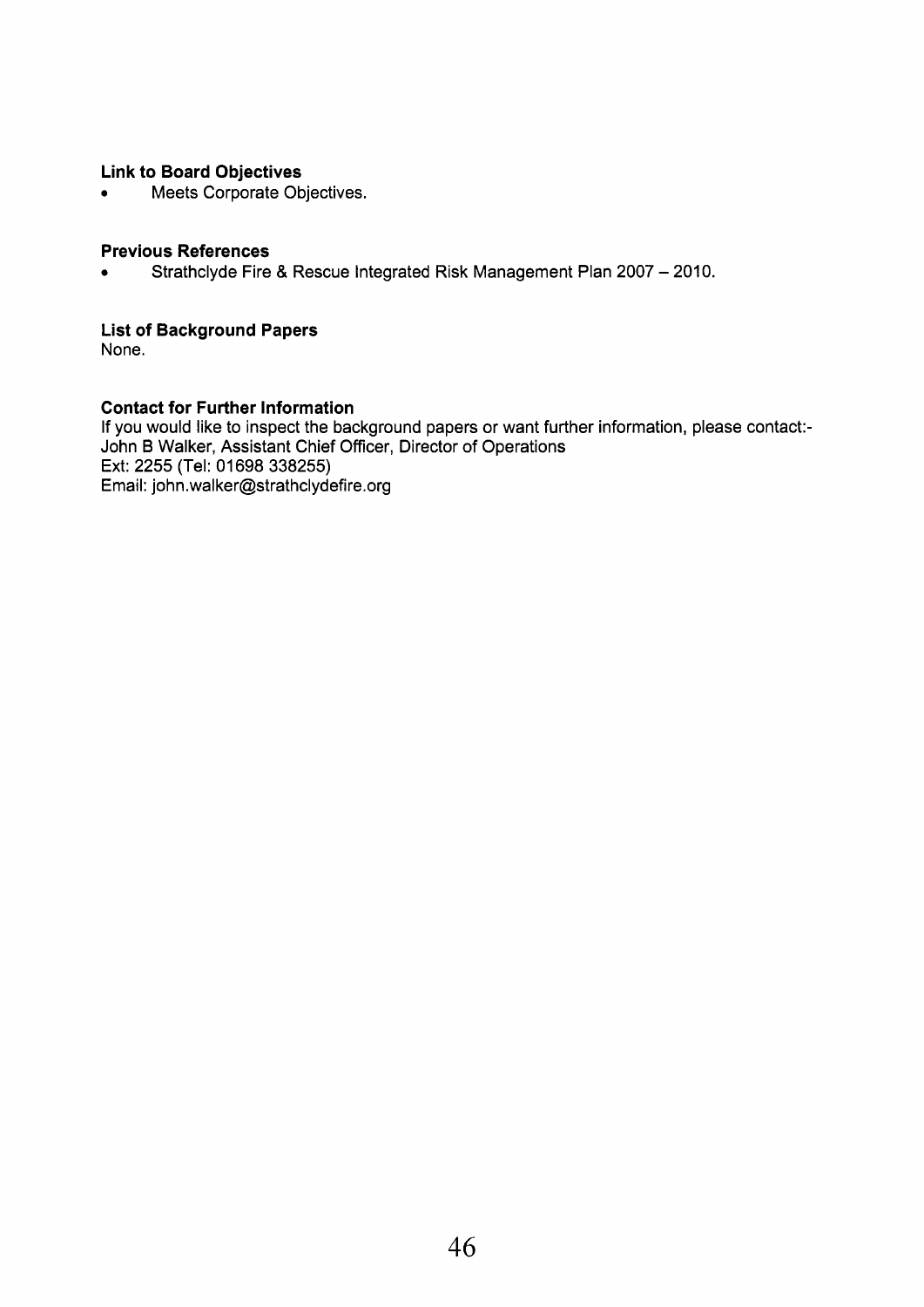**Link to Board Objectives**

- Meets Corporate Objectives.

**Previous References**

- Strathclyde Fire & Rescue Integrated Risk Management Plan 2007 – 2010.

**List of Background Papers**

None.

**Contact for Further Information**

If you would like to inspect the background papers or want further information, please contact:-
John B Walker, Assistant Chief Officer, Director of Operations
Ext: 2255 (Tel: 01698 338255)
Email: john.walker@strathclydefire.org